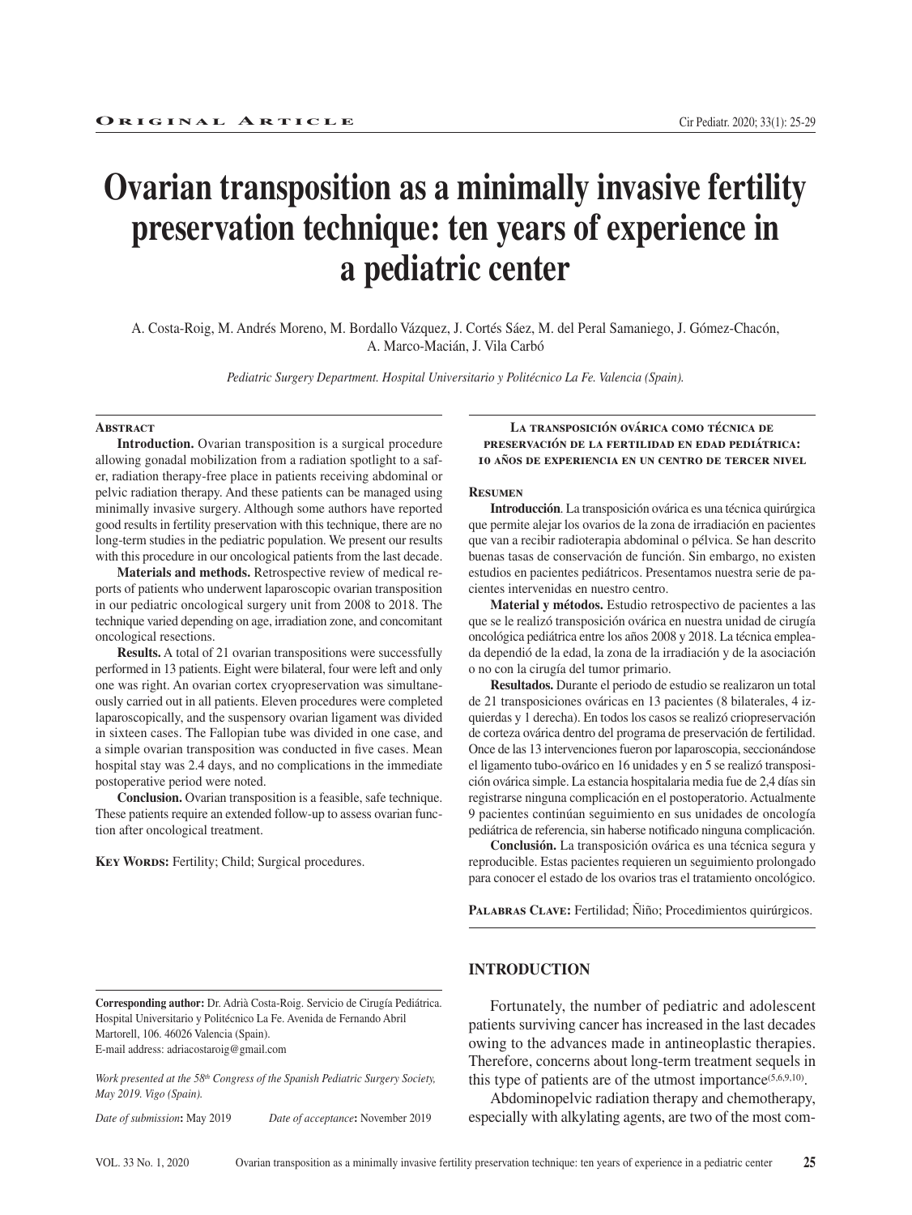ORIGINAL ARTICLE

# Ovarian transposition as a minimally invasive fertility preservation technique: ten years of experience in a pediatric center

A. Costa-Roig, M. Andrés Moreno, M. Bordallo Vázquez, J. Cortés Sáez, M. del Peral Samaniego, J. Gómez-Chacón, A. Marco-Macián, J. Vila Carbó

*Pediatric Surgery Department. Hospital Universitario y Politécnico La Fe. Valencia (Spain).*

## Abstract

**Introduction.** Ovarian transposition is a surgical procedure allowing gonadal mobilization from a radiation spotlight to a safer, radiation therapy-free place in patients receiving abdominal or pelvic radiation therapy. And these patients can be managed using minimally invasive surgery. Although some authors have reported good results in fertility preservation with this technique, there are no long-term studies in the pediatric population. We present our results with this procedure in our oncological patients from the last decade.

**Materials and methods.** Retrospective review of medical reports of patients who underwent laparoscopic ovarian transposition in our pediatric oncological surgery unit from 2008 to 2018. The technique varied depending on age, irradiation zone, and concomitant oncological resections.

**Results.** A total of 21 ovarian transpositions were successfully performed in 13 patients. Eight were bilateral, four were left and only one was right. An ovarian cortex cryopreservation was simultaneously carried out in all patients. Eleven procedures were completed laparoscopically, and the suspensory ovarian ligament was divided in sixteen cases. The Fallopian tube was divided in one case, and a simple ovarian transposition was conducted in five cases. Mean hospital stay was 2.4 days, and no complications in the immediate postoperative period were noted.

**Conclusion.** Ovarian transposition is a feasible, safe technique. These patients require an extended follow-up to assess ovarian function after oncological treatment.

**Key Words:** Fertility; Child; Surgical procedures.

## La transposición ovárica como técnica de preservación de la fertilidad en edad pediátrica: 10 años de experiencia en un centro de tercer nivel

## Resumen

**Introducción**. La transposición ovárica es una técnica quirúrgica que permite alejar los ovarios de la zona de irradiación en pacientes que van a recibir radioterapia abdominal o pélvica. Se han descrito buenas tasas de conservación de función. Sin embargo, no existen estudios en pacientes pediátricos. Presentamos nuestra serie de pacientes intervenidas en nuestro centro.

**Material y métodos.** Estudio retrospectivo de pacientes a las que se le realizó transposición ovárica en nuestra unidad de cirugía oncológica pediátrica entre los años 2008 y 2018. La técnica empleada dependió de la edad, la zona de la irradiación y de la asociación o no con la cirugía del tumor primario.

**Resultados.** Durante el periodo de estudio se realizaron un total de 21 transposiciones ováricas en 13 pacientes (8 bilaterales, 4 izquierdas y 1 derecha). En todos los casos se realizó criopreservación de corteza ovárica dentro del programa de preservación de fertilidad. Once de las 13 intervenciones fueron por laparoscopia, seccionándose el ligamento tubo-ovárico en 16 unidades y en 5 se realizó transposición ovárica simple. La estancia hospitalaria media fue de 2,4 días sin registrarse ninguna complicación en el postoperatorio. Actualmente 9 pacientes continúan seguimiento en sus unidades de oncología pediátrica de referencia, sin haberse notificado ninguna complicación.

**Conclusión.** La transposición ovárica es una técnica segura y reproducible. Estas pacientes requieren un seguimiento prolongado para conocer el estado de los ovarios tras el tratamiento oncológico.

**Palabras Clave:** Fertilidad; Ñiño; Procedimientos quirúrgicos.

**Corresponding author:** Dr. Adrià Costa-Roig. Servicio de Cirugía Pediátrica. Hospital Universitario y Politécnico La Fe. Avenida de Fernando Abril Martorell, 106. 46026 Valencia (Spain).
E-mail address: adriacostaroig@gmail.com

*Work presented at the 58th Congress of the Spanish Pediatric Surgery Society, May 2019. Vigo (Spain).*

*Date of submission*: May 2019 *Date of acceptance*: November 2019

## INTRODUCTION

Fortunately, the number of pediatric and adolescent patients surviving cancer has increased in the last decades owing to the advances made in antineoplastic therapies. Therefore, concerns about long-term treatment sequels in this type of patients are of the utmost importance[5,6,9,10].

Abdominopelvic radiation therapy and chemotherapy, especially with alkylating agents, are two of the most com-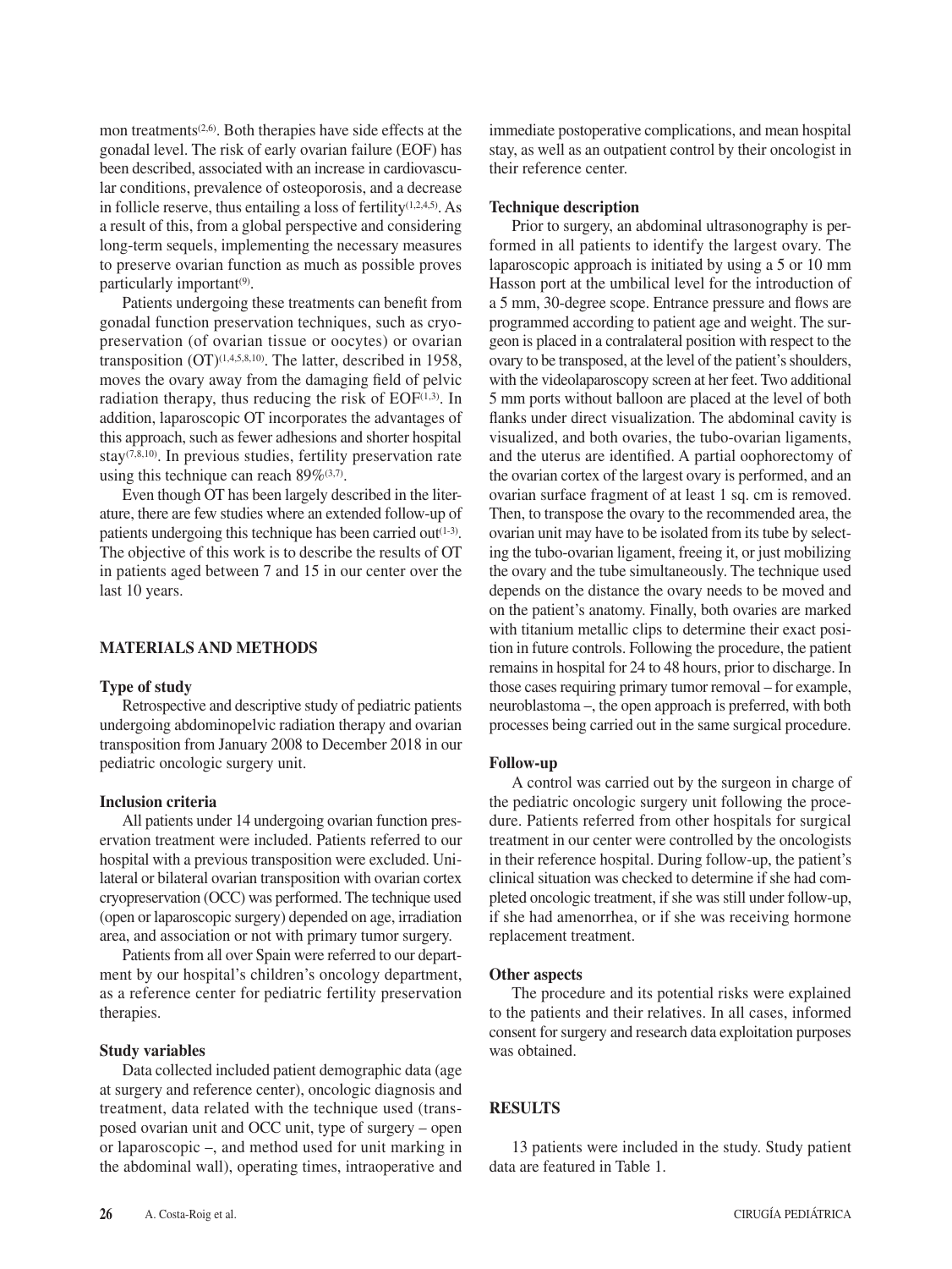mon treatments[2,6]. Both therapies have side effects at the gonadal level. The risk of early ovarian failure (EOF) has been described, associated with an increase in cardiovascular conditions, prevalence of osteoporosis, and a decrease in follicle reserve, thus entailing a loss of fertility[1,2,4,5]. As a result of this, from a global perspective and considering long-term sequels, implementing the necessary measures to preserve ovarian function as much as possible proves particularly important[9].

Patients undergoing these treatments can benefit from gonadal function preservation techniques, such as cryopreservation (of ovarian tissue or oocytes) or ovarian transposition (OT)[1,4,5,8,10]. The latter, described in 1958, moves the ovary away from the damaging field of pelvic radiation therapy, thus reducing the risk of EOF[1,3]. In addition, laparoscopic OT incorporates the advantages of this approach, such as fewer adhesions and shorter hospital stay[7,8,10]. In previous studies, fertility preservation rate using this technique can reach 89%[3,7].

Even though OT has been largely described in the literature, there are few studies where an extended follow-up of patients undergoing this technique has been carried out[1-3]. The objective of this work is to describe the results of OT in patients aged between 7 and 15 in our center over the last 10 years.

## MATERIALS AND METHODS

### Type of study

Retrospective and descriptive study of pediatric patients undergoing abdominopelvic radiation therapy and ovarian transposition from January 2008 to December 2018 in our pediatric oncologic surgery unit.

### Inclusion criteria

All patients under 14 undergoing ovarian function preservation treatment were included. Patients referred to our hospital with a previous transposition were excluded. Unilateral or bilateral ovarian transposition with ovarian cortex cryopreservation (OCC) was performed. The technique used (open or laparoscopic surgery) depended on age, irradiation area, and association or not with primary tumor surgery.

Patients from all over Spain were referred to our department by our hospital's children's oncology department, as a reference center for pediatric fertility preservation therapies.

### Study variables

Data collected included patient demographic data (age at surgery and reference center), oncologic diagnosis and treatment, data related with the technique used (transposed ovarian unit and OCC unit, type of surgery – open or laparoscopic –, and method used for unit marking in the abdominal wall), operating times, intraoperative and immediate postoperative complications, and mean hospital stay, as well as an outpatient control by their oncologist in their reference center.

### Technique description

Prior to surgery, an abdominal ultrasonography is performed in all patients to identify the largest ovary. The laparoscopic approach is initiated by using a 5 or 10 mm Hasson port at the umbilical level for the introduction of a 5 mm, 30-degree scope. Entrance pressure and flows are programmed according to patient age and weight. The surgeon is placed in a contralateral position with respect to the ovary to be transposed, at the level of the patient's shoulders, with the videolaparoscopy screen at her feet. Two additional 5 mm ports without balloon are placed at the level of both flanks under direct visualization. The abdominal cavity is visualized, and both ovaries, the tubo-ovarian ligaments, and the uterus are identified. A partial oophorectomy of the ovarian cortex of the largest ovary is performed, and an ovarian surface fragment of at least 1 sq. cm is removed. Then, to transpose the ovary to the recommended area, the ovarian unit may have to be isolated from its tube by selecting the tubo-ovarian ligament, freeing it, or just mobilizing the ovary and the tube simultaneously. The technique used depends on the distance the ovary needs to be moved and on the patient's anatomy. Finally, both ovaries are marked with titanium metallic clips to determine their exact position in future controls. Following the procedure, the patient remains in hospital for 24 to 48 hours, prior to discharge. In those cases requiring primary tumor removal – for example, neuroblastoma –, the open approach is preferred, with both processes being carried out in the same surgical procedure.

### Follow-up

A control was carried out by the surgeon in charge of the pediatric oncologic surgery unit following the procedure. Patients referred from other hospitals for surgical treatment in our center were controlled by the oncologists in their reference hospital. During follow-up, the patient's clinical situation was checked to determine if she had completed oncologic treatment, if she was still under follow-up, if she had amenorrhea, or if she was receiving hormone replacement treatment.

### Other aspects

The procedure and its potential risks were explained to the patients and their relatives. In all cases, informed consent for surgery and research data exploitation purposes was obtained.

## RESULTS

13 patients were included in the study. Study patient data are featured in Table 1.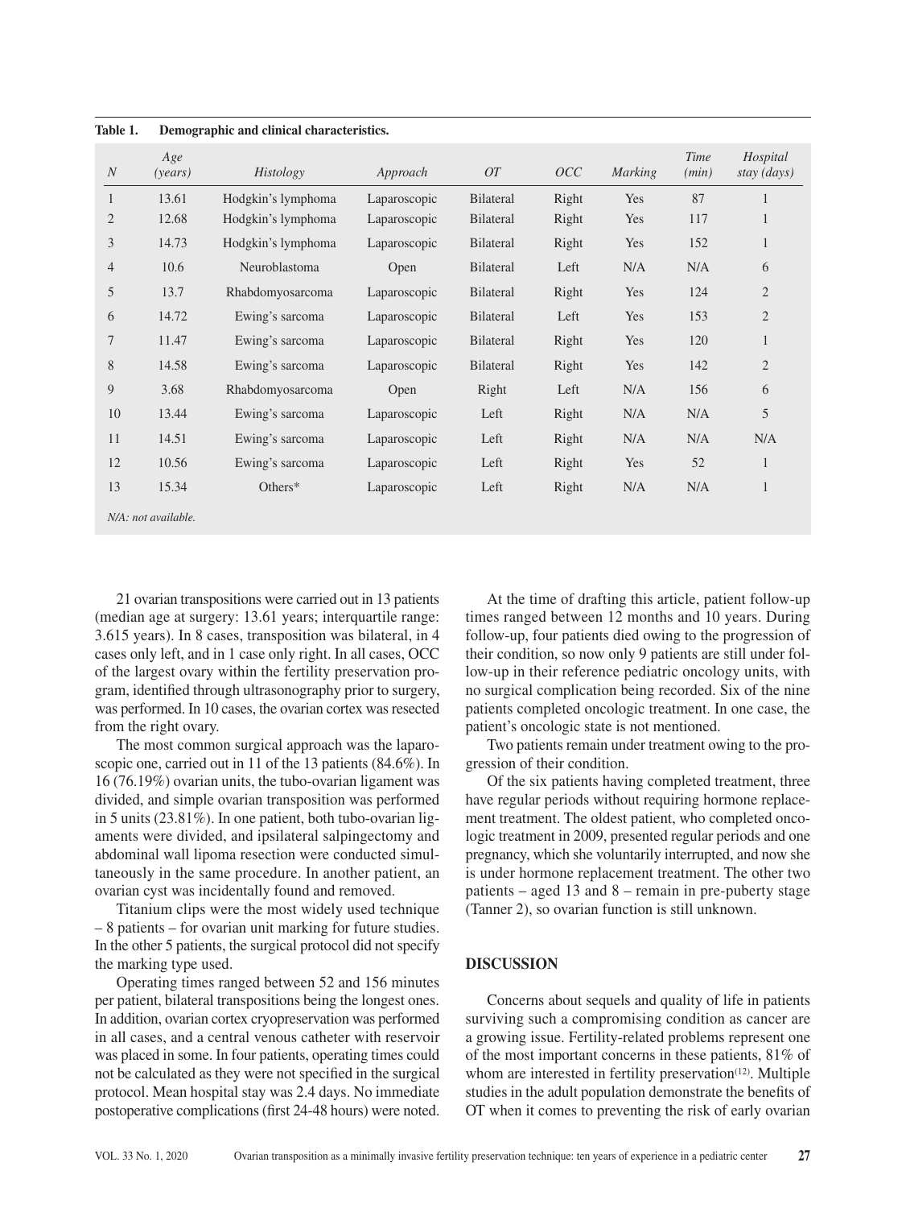**Table 1. Demographic and clinical characteristics.**

| *N* | *Age (years)* | *Histology* | *Approach* | *OT* | *OCC* | *Marking* | *Time (min)* | *Hospital stay (days)* |
|---|---|---|---|---|---|---|---|---|
| 1 | 13.61 | Hodgkin's lymphoma | Laparoscopic | Bilateral | Right | Yes | 87 | 1 |
| 2 | 12.68 | Hodgkin's lymphoma | Laparoscopic | Bilateral | Right | Yes | 117 | 1 |
| 3 | 14.73 | Hodgkin's lymphoma | Laparoscopic | Bilateral | Right | Yes | 152 | 1 |
| 4 | 10.6 | Neuroblastoma | Open | Bilateral | Left | N/A | N/A | 6 |
| 5 | 13.7 | Rhabdomyosarcoma | Laparoscopic | Bilateral | Right | Yes | 124 | 2 |
| 6 | 14.72 | Ewing's sarcoma | Laparoscopic | Bilateral | Left | Yes | 153 | 2 |
| 7 | 11.47 | Ewing's sarcoma | Laparoscopic | Bilateral | Right | Yes | 120 | 1 |
| 8 | 14.58 | Ewing's sarcoma | Laparoscopic | Bilateral | Right | Yes | 142 | 2 |
| 9 | 3.68 | Rhabdomyosarcoma | Open | Right | Left | N/A | 156 | 6 |
| 10 | 13.44 | Ewing's sarcoma | Laparoscopic | Left | Right | N/A | N/A | 5 |
| 11 | 14.51 | Ewing's sarcoma | Laparoscopic | Left | Right | N/A | N/A | N/A |
| 12 | 10.56 | Ewing's sarcoma | Laparoscopic | Left | Right | Yes | 52 | 1 |
| 13 | 15.34 | Others* | Laparoscopic | Left | Right | N/A | N/A | 1 |

*N/A: not available.*

21 ovarian transpositions were carried out in 13 patients (median age at surgery: 13.61 years; interquartile range: 3.615 years). In 8 cases, transposition was bilateral, in 4 cases only left, and in 1 case only right. In all cases, OCC of the largest ovary within the fertility preservation program, identified through ultrasonography prior to surgery, was performed. In 10 cases, the ovarian cortex was resected from the right ovary.

The most common surgical approach was the laparoscopic one, carried out in 11 of the 13 patients (84.6%). In 16 (76.19%) ovarian units, the tubo-ovarian ligament was divided, and simple ovarian transposition was performed in 5 units (23.81%). In one patient, both tubo-ovarian ligaments were divided, and ipsilateral salpingectomy and abdominal wall lipoma resection were conducted simultaneously in the same procedure. In another patient, an ovarian cyst was incidentally found and removed.

Titanium clips were the most widely used technique – 8 patients – for ovarian unit marking for future studies. In the other 5 patients, the surgical protocol did not specify the marking type used.

Operating times ranged between 52 and 156 minutes per patient, bilateral transpositions being the longest ones. In addition, ovarian cortex cryopreservation was performed in all cases, and a central venous catheter with reservoir was placed in some. In four patients, operating times could not be calculated as they were not specified in the surgical protocol. Mean hospital stay was 2.4 days. No immediate postoperative complications (first 24-48 hours) were noted.

At the time of drafting this article, patient follow-up times ranged between 12 months and 10 years. During follow-up, four patients died owing to the progression of their condition, so now only 9 patients are still under follow-up in their reference pediatric oncology units, with no surgical complication being recorded. Six of the nine patients completed oncologic treatment. In one case, the patient's oncologic state is not mentioned.

Two patients remain under treatment owing to the progression of their condition.

Of the six patients having completed treatment, three have regular periods without requiring hormone replacement treatment. The oldest patient, who completed oncologic treatment in 2009, presented regular periods and one pregnancy, which she voluntarily interrupted, and now she is under hormone replacement treatment. The other two patients – aged 13 and 8 – remain in pre-puberty stage (Tanner 2), so ovarian function is still unknown.

## DISCUSSION

Concerns about sequels and quality of life in patients surviving such a compromising condition as cancer are a growing issue. Fertility-related problems represent one of the most important concerns in these patients, 81% of whom are interested in fertility preservation[12]. Multiple studies in the adult population demonstrate the benefits of OT when it comes to preventing the risk of early ovarian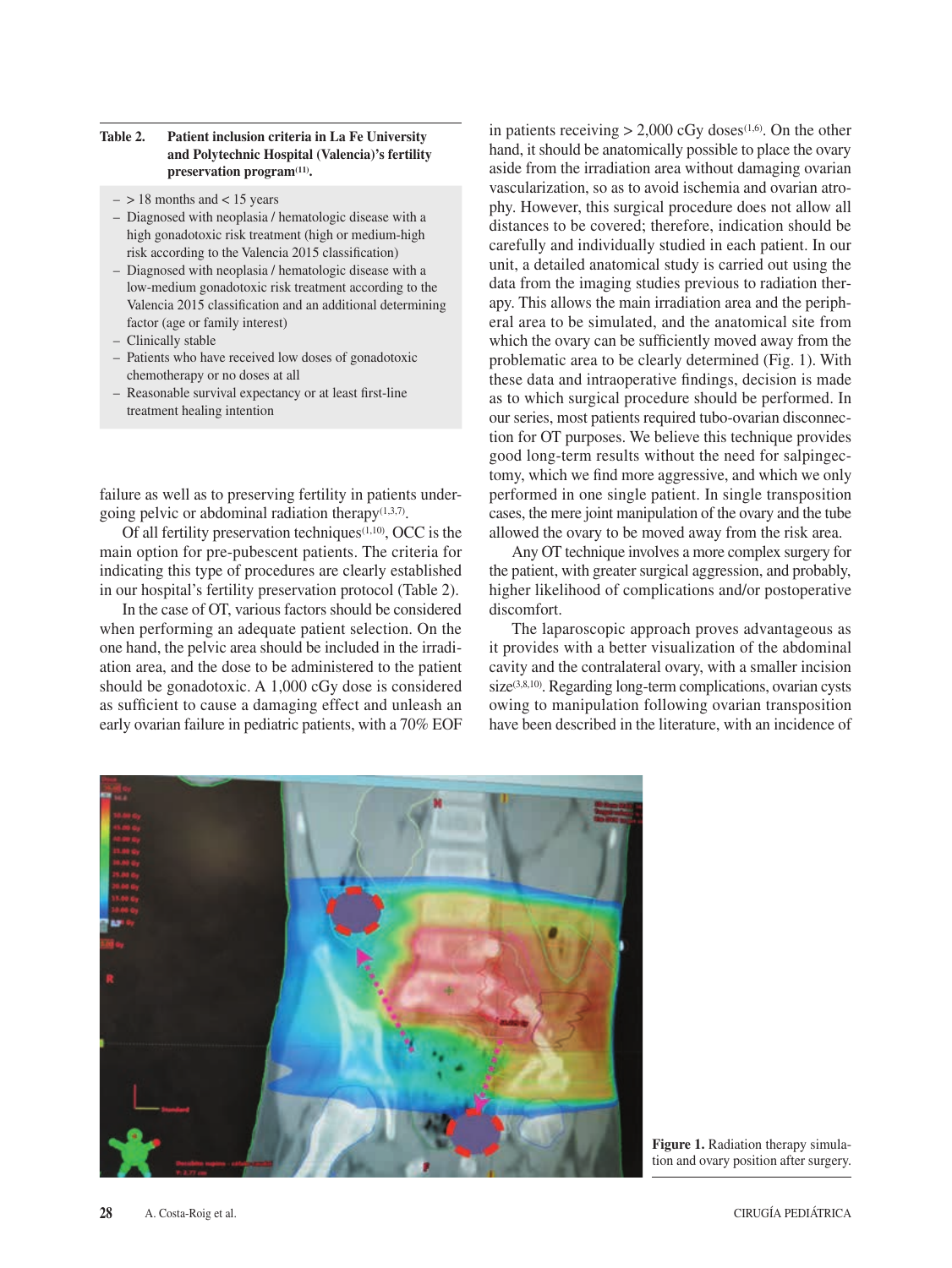**Table 2. Patient inclusion criteria in La Fe University and Polytechnic Hospital (Valencia)'s fertility preservation program[11].**

- > 18 months and < 15 years
- Diagnosed with neoplasia / hematologic disease with a high gonadotoxic risk treatment (high or medium-high risk according to the Valencia 2015 classification)
- Diagnosed with neoplasia / hematologic disease with a low-medium gonadotoxic risk treatment according to the Valencia 2015 classification and an additional determining factor (age or family interest)
- Clinically stable
- Patients who have received low doses of gonadotoxic chemotherapy or no doses at all
- Reasonable survival expectancy or at least first-line treatment healing intention

failure as well as to preserving fertility in patients undergoing pelvic or abdominal radiation therapy[1,3,7].

Of all fertility preservation techniques[1,10], OCC is the main option for pre-pubescent patients. The criteria for indicating this type of procedures are clearly established in our hospital's fertility preservation protocol (Table 2).

In the case of OT, various factors should be considered when performing an adequate patient selection. On the one hand, the pelvic area should be included in the irradiation area, and the dose to be administered to the patient should be gonadotoxic. A 1,000 cGy dose is considered as sufficient to cause a damaging effect and unleash an early ovarian failure in pediatric patients, with a 70% EOF in patients receiving > 2,000 cGy doses[1,6]. On the other hand, it should be anatomically possible to place the ovary aside from the irradiation area without damaging ovarian vascularization, so as to avoid ischemia and ovarian atrophy. However, this surgical procedure does not allow all distances to be covered; therefore, indication should be carefully and individually studied in each patient. In our unit, a detailed anatomical study is carried out using the data from the imaging studies previous to radiation therapy. This allows the main irradiation area and the peripheral area to be simulated, and the anatomical site from which the ovary can be sufficiently moved away from the problematic area to be clearly determined (Fig. 1). With these data and intraoperative findings, decision is made as to which surgical procedure should be performed. In our series, most patients required tubo-ovarian disconnection for OT purposes. We believe this technique provides good long-term results without the need for salpingectomy, which we find more aggressive, and which we only performed in one single patient. In single transposition cases, the mere joint manipulation of the ovary and the tube allowed the ovary to be moved away from the risk area.

Any OT technique involves a more complex surgery for the patient, with greater surgical aggression, and probably, higher likelihood of complications and/or postoperative discomfort.

The laparoscopic approach proves advantageous as it provides with a better visualization of the abdominal cavity and the contralateral ovary, with a smaller incision size[3,8,10]. Regarding long-term complications, ovarian cysts owing to manipulation following ovarian transposition have been described in the literature, with an incidence of

**Figure 1.** Radiation therapy simulation and ovary position after surgery.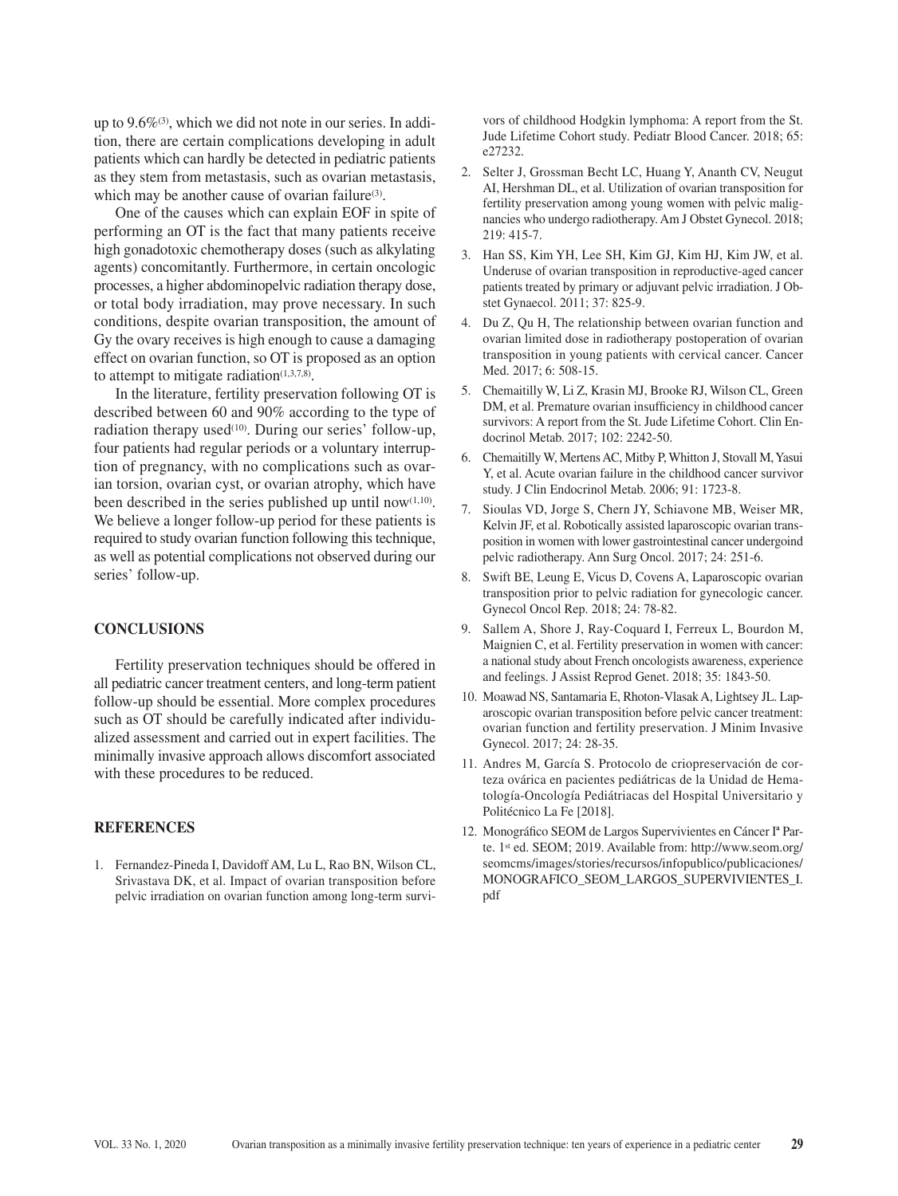up to 9.6%[3], which we did not note in our series. In addition, there are certain complications developing in adult patients which can hardly be detected in pediatric patients as they stem from metastasis, such as ovarian metastasis, which may be another cause of ovarian failure[3].

One of the causes which can explain EOF in spite of performing an OT is the fact that many patients receive high gonadotoxic chemotherapy doses (such as alkylating agents) concomitantly. Furthermore, in certain oncologic processes, a higher abdominopelvic radiation therapy dose, or total body irradiation, may prove necessary. In such conditions, despite ovarian transposition, the amount of Gy the ovary receives is high enough to cause a damaging effect on ovarian function, so OT is proposed as an option to attempt to mitigate radiation[1,3,7,8].

In the literature, fertility preservation following OT is described between 60 and 90% according to the type of radiation therapy used[10]. During our series' follow-up, four patients had regular periods or a voluntary interruption of pregnancy, with no complications such as ovarian torsion, ovarian cyst, or ovarian atrophy, which have been described in the series published up until now[1,10]. We believe a longer follow-up period for these patients is required to study ovarian function following this technique, as well as potential complications not observed during our series' follow-up.

## CONCLUSIONS

Fertility preservation techniques should be offered in all pediatric cancer treatment centers, and long-term patient follow-up should be essential. More complex procedures such as OT should be carefully indicated after individualized assessment and carried out in expert facilities. The minimally invasive approach allows discomfort associated with these procedures to be reduced.

## REFERENCES

1. Fernandez-Pineda I, Davidoff AM, Lu L, Rao BN, Wilson CL, Srivastava DK, et al. Impact of ovarian transposition before pelvic irradiation on ovarian function among long-term survivors of childhood Hodgkin lymphoma: A report from the St. Jude Lifetime Cohort study. Pediatr Blood Cancer. 2018; 65: e27232.
2. Selter J, Grossman Becht LC, Huang Y, Ananth CV, Neugut AI, Hershman DL, et al. Utilization of ovarian transposition for fertility preservation among young women with pelvic malignancies who undergo radiotherapy. Am J Obstet Gynecol. 2018; 219: 415-7.
3. Han SS, Kim YH, Lee SH, Kim GJ, Kim HJ, Kim JW, et al. Underuse of ovarian transposition in reproductive-aged cancer patients treated by primary or adjuvant pelvic irradiation. J Obstet Gynaecol. 2011; 37: 825-9.
4. Du Z, Qu H, The relationship between ovarian function and ovarian limited dose in radiotherapy postoperation of ovarian transposition in young patients with cervical cancer. Cancer Med. 2017; 6: 508-15.
5. Chemaitilly W, Li Z, Krasin MJ, Brooke RJ, Wilson CL, Green DM, et al. Premature ovarian insufficiency in childhood cancer survivors: A report from the St. Jude Lifetime Cohort. Clin Endocrinol Metab. 2017; 102: 2242-50.
6. Chemaitilly W, Mertens AC, Mitby P, Whitton J, Stovall M, Yasui Y, et al. Acute ovarian failure in the childhood cancer survivor study. J Clin Endocrinol Metab. 2006; 91: 1723-8.
7. Sioulas VD, Jorge S, Chern JY, Schiavone MB, Weiser MR, Kelvin JF, et al. Robotically assisted laparoscopic ovarian transposition in women with lower gastrointestinal cancer undergoind pelvic radiotherapy. Ann Surg Oncol. 2017; 24: 251-6.
8. Swift BE, Leung E, Vicus D, Covens A, Laparoscopic ovarian transposition prior to pelvic radiation for gynecologic cancer. Gynecol Oncol Rep. 2018; 24: 78-82.
9. Sallem A, Shore J, Ray-Coquard I, Ferreux L, Bourdon M, Maignien C, et al. Fertility preservation in women with cancer: a national study about French oncologists awareness, experience and feelings. J Assist Reprod Genet. 2018; 35: 1843-50.
10. Moawad NS, Santamaria E, Rhoton-Vlasak A, Lightsey JL. Laparoscopic ovarian transposition before pelvic cancer treatment: ovarian function and fertility preservation. J Minim Invasive Gynecol. 2017; 24: 28-35.
11. Andres M, García S. Protocolo de criopreservación de corteza ovárica en pacientes pediátricas de la Unidad de Hematología-Oncología Pediátriacas del Hospital Universitario y Politécnico La Fe [2018].
12. Monográfico SEOM de Largos Supervivientes en Cáncer Iª Parte. 1st ed. SEOM; 2019. Available from: http://www.seom.org/seomcms/images/stories/recursos/infopublico/publicaciones/MONOGRAFICO_SEOM_LARGOS_SUPERVIVIENTES_I.pdf